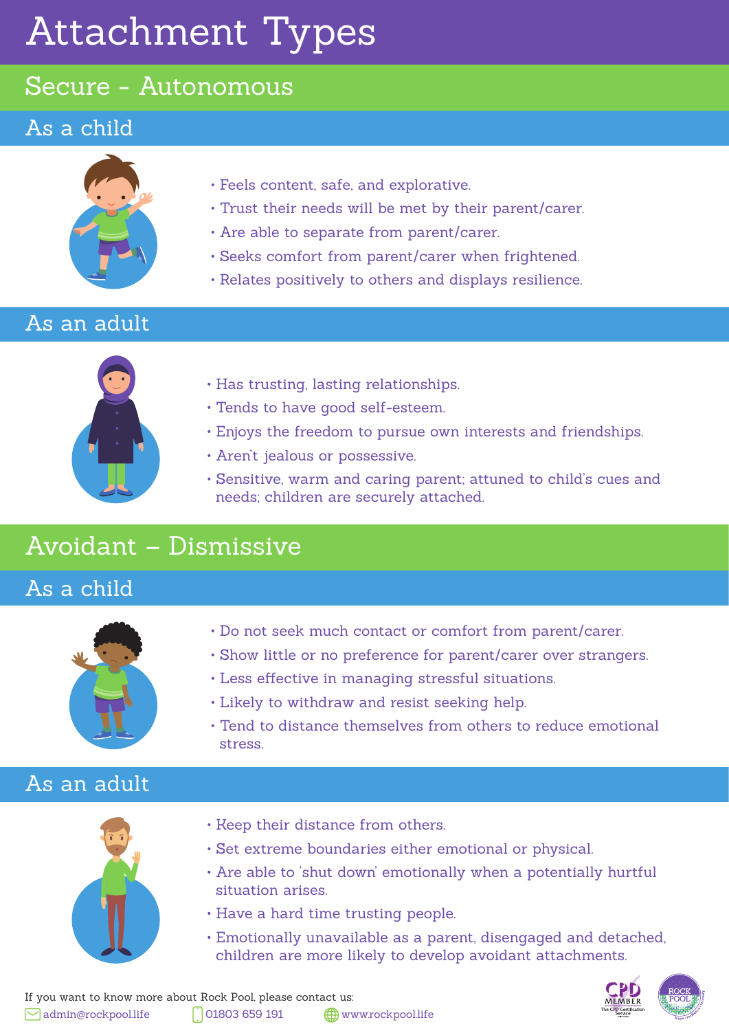# Attachment Types

## Secure - Autonomous

### As a child

- Feels content, safe, and explorative.
- Trust their needs will be met by their parent/carer.
- Are able to separate from parent/carer.
- Seeks comfort from parent/carer when frightened.
- Relates positively to others and displays resilience.

### As an adult

- Has trusting, lasting relationships.
- Tends to have good self-esteem.
- Enjoys the freedom to pursue own interests and friendships.
- Aren't jealous or possessive.
- Sensitive, warm and caring parent; attuned to child's cues and needs; children are securely attached.

## Avoidant – Dismissive

### As a child

- Do not seek much contact or comfort from parent/carer.
- Show little or no preference for parent/carer over strangers.
- Less effective in managing stressful situations.
- Likely to withdraw and resist seeking help.
- Tend to distance themselves from others to reduce emotional stress.

### As an adult

- Keep their distance from others.
- Set extreme boundaries either emotional or physical.
- Are able to 'shut down' emotionally when a potentially hurtful situation arises.
- Have a hard time trusting people.
- Emotionally unavailable as a parent, disengaged and detached, children are more likely to develop avoidant attachments.

If you want to know more about Rock Pool, please contact us:

admin@rockpool.life 01803 659 191 www.rockpool.life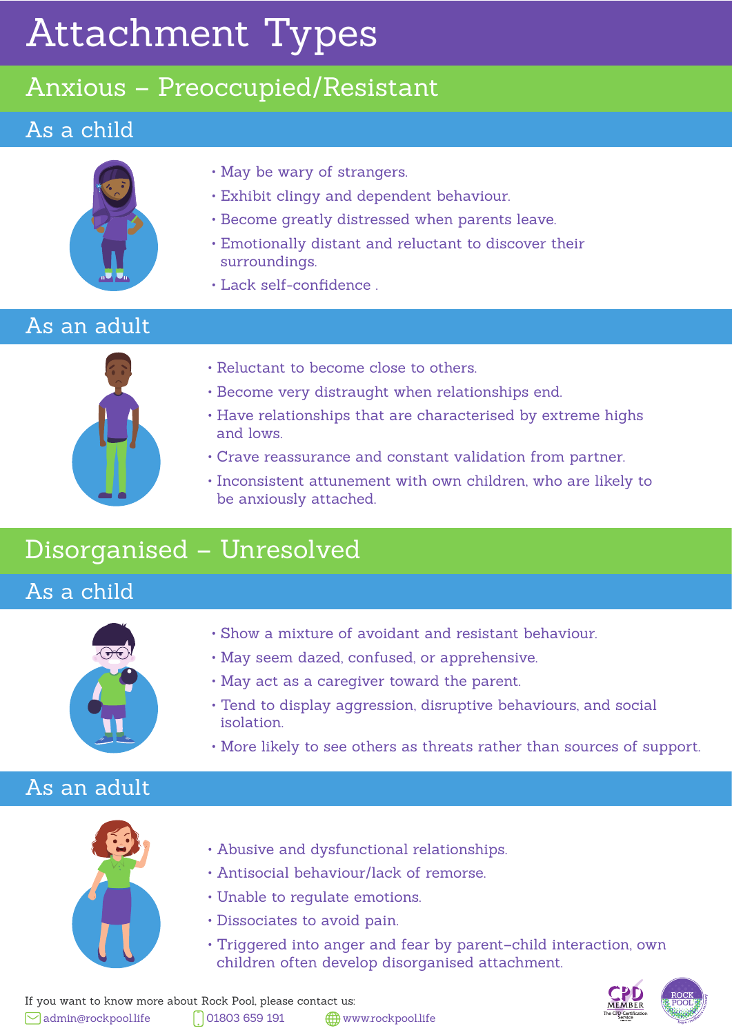# Attachment Types

## Anxious – Preoccupied/Resistant

### As a child

- May be wary of strangers.
- Exhibit clingy and dependent behaviour.
- Become greatly distressed when parents leave.
- Emotionally distant and reluctant to discover their surroundings.
- Lack self-confidence .

### As an adult

- Reluctant to become close to others.
- Become very distraught when relationships end.
- Have relationships that are characterised by extreme highs and lows.
- Crave reassurance and constant validation from partner.
- Inconsistent attunement with own children, who are likely to be anxiously attached.

## Disorganised – Unresolved

### As a child

- Show a mixture of avoidant and resistant behaviour.
- May seem dazed, confused, or apprehensive.
- May act as a caregiver toward the parent.
- Tend to display aggression, disruptive behaviours, and social isolation.
- More likely to see others as threats rather than sources of support.

### As an adult

- Abusive and dysfunctional relationships.
- Antisocial behaviour/lack of remorse.
- Unable to regulate emotions.
- Dissociates to avoid pain.
- Triggered into anger and fear by parent–child interaction, own children often develop disorganised attachment.

If you want to know more about Rock Pool, please contact us:

admin@rockpool.life 01803 659 191 www.rockpool.life